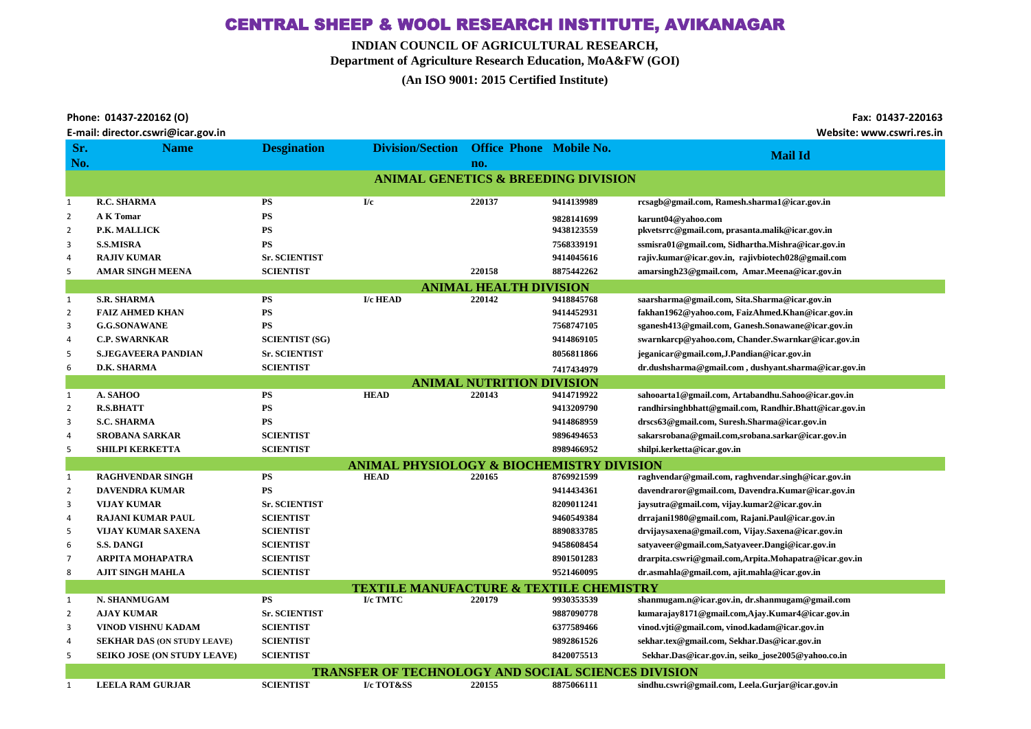# CENTRAL SHEEP & WOOL RESEARCH INSTITUTE, AVIKANAGAR

**INDIAN COUNCIL OF AGRICULTURAL RESEARCH,**
**Department of Agriculture Research Education, MoA&FW (GOI)**

**(An ISO 9001: 2015 Certified Institute)**

**Phone: 01437-220162 (O)** **Fax: 01437-220163**
**E-mail: director.cswri@icar.gov.in** **Website: www.cswri.res.in**

| Sr. No. | Name | Desgination | Division/Section | Office Phone no. | Mobile No. | Mail Id |
|---|---|---|---|---|---|---|
| | | | **ANIMAL GENETICS & BREEDING DIVISION** | | | |
| 1 | R.C. SHARMA | PS | I/c | 220137 | 9414139989 | rcsagb@gmail.com, Ramesh.sharma1@icar.gov.in |
| 2 | A K Tomar | PS | | | 9828141699 | karunt04@yahoo.com |
| 2 | P.K. MALLICK | PS | | | 9438123559 | pkvetsrrc@gmail.com, prasanta.malik@icar.gov.in |
| 3 | S.S.MISRA | PS | | | 7568339191 | ssmisra01@gmail.com, Sidhartha.Mishra@icar.gov.in |
| 4 | RAJIV KUMAR | Sr. SCIENTIST | | | 9414045616 | rajiv.kumar@icar.gov.in, rajivbiotech028@gmail.com |
| 5 | AMAR SINGH MEENA | SCIENTIST | | 220158 | 8875442262 | amarsingh23@gmail.com, Amar.Meena@icar.gov.in |
| | | | **ANIMAL HEALTH DIVISION** | | | |
| 1 | S.R. SHARMA | PS | I/c HEAD | 220142 | 9418845768 | saarsharma@gmail.com, Sita.Sharma@icar.gov.in |
| 2 | FAIZ AHMED KHAN | PS | | | 9414452931 | fakhan1962@yahoo.com, FaizAhmed.Khan@icar.gov.in |
| 3 | G.G.SONAWANE | PS | | | 7568747105 | sganesh413@gmail.com, Ganesh.Sonawane@icar.gov.in |
| 4 | C.P. SWARNKAR | SCIENTIST (SG) | | | 9414869105 | swarnkarcp@yahoo.com, Chander.Swarnkar@icar.gov.in |
| 5 | S.JEGAVEERA PANDIAN | Sr. SCIENTIST | | | 8056811866 | jeganicar@gmail.com,J.Pandian@icar.gov.in |
| 6 | D.K. SHARMA | SCIENTIST | | | 7417434979 | dr.dushsharma@gmail.com , dushyant.sharma@icar.gov.in |
| | | | **ANIMAL NUTRITION DIVISION** | | | |
| 1 | A. SAHOO | PS | HEAD | 220143 | 9414719922 | sahooarta1@gmail.com, Artabandhu.Sahoo@icar.gov.in |
| 2 | R.S.BHATT | PS | | | 9413209790 | randhirsinghbhatt@gmail.com, Randhir.Bhatt@icar.gov.in |
| 3 | S.C. SHARMA | PS | | | 9414868959 | drscs63@gmail.com, Suresh.Sharma@icar.gov.in |
| 4 | SROBANA SARKAR | SCIENTIST | | | 9896494653 | sakarsrobana@gmail.com,srobana.sarkar@icar.gov.in |
| 5 | SHILPI KERKETTA | SCIENTIST | | | 8989466952 | shilpi.kerketta@icar.gov.in |
| | | | **ANIMAL PHYSIOLOGY & BIOCHEMISTRY DIVISION** | | | |
| 1 | RAGHVENDAR SINGH | PS | HEAD | 220165 | 8769921599 | raghvendar@gmail.com, raghvendar.singh@icar.gov.in |
| 2 | DAVENDRA KUMAR | PS | | | 9414434361 | davendraror@gmail.com, Davendra.Kumar@icar.gov.in |
| 3 | VIJAY KUMAR | Sr. SCIENTIST | | | 8209011241 | jaysutra@gmail.com, vijay.kumar2@icar.gov.in |
| 4 | RAJANI KUMAR PAUL | SCIENTIST | | | 9460549384 | drrajani1980@gmail.com, Rajani.Paul@icar.gov.in |
| 5 | VIJAY KUMAR SAXENA | SCIENTIST | | | 8890833785 | drvijaysaxena@gmail.com, Vijay.Saxena@icar.gov.in |
| 6 | S.S. DANGI | SCIENTIST | | | 9458608454 | satyaveer@gmail.com,Satyaveer.Dangi@icar.gov.in |
| 7 | ARPITA MOHAPATRA | SCIENTIST | | | 8901501283 | drarpita.cswri@gmail.com,Arpita.Mohapatra@icar.gov.in |
| 8 | AJIT SINGH MAHLA | SCIENTIST | | | 9521460095 | dr.asmahla@gmail.com, ajit.mahla@icar.gov.in |
| | | | **TEXTILE MANUFACTURE & TEXTILE CHEMISTRY** | | | |
| 1 | N. SHANMUGAM | PS | I/c TMTC | 220179 | 9930353539 | shanmugam.n@icar.gov.in, dr.shanmugam@gmail.com |
| 2 | AJAY KUMAR | Sr. SCIENTIST | | | 9887090778 | kumarajay8171@gmail.com,Ajay.Kumar4@icar.gov.in |
| 3 | VINOD VISHNU KADAM | SCIENTIST | | | 6377589466 | vinod.vjti@gmail.com, vinod.kadam@icar.gov.in |
| 4 | SEKHAR DAS (ON STUDY LEAVE) | SCIENTIST | | | 9892861526 | sekhar.tex@gmail.com, Sekhar.Das@icar.gov.in |
| 5 | SEIKO JOSE (ON STUDY LEAVE) | SCIENTIST | | | 8420075513 | Sekhar.Das@icar.gov.in, seiko_jose2005@yahoo.co.in |
| | | | **TRANSFER OF TECHNOLOGY AND SOCIAL SCIENCES DIVISION** | | | |
| 1 | LEELA RAM GURJAR | SCIENTIST | I/c TOT&SS | 220155 | 8875066111 | sindhu.cswri@gmail.com, Leela.Gurjar@icar.gov.in |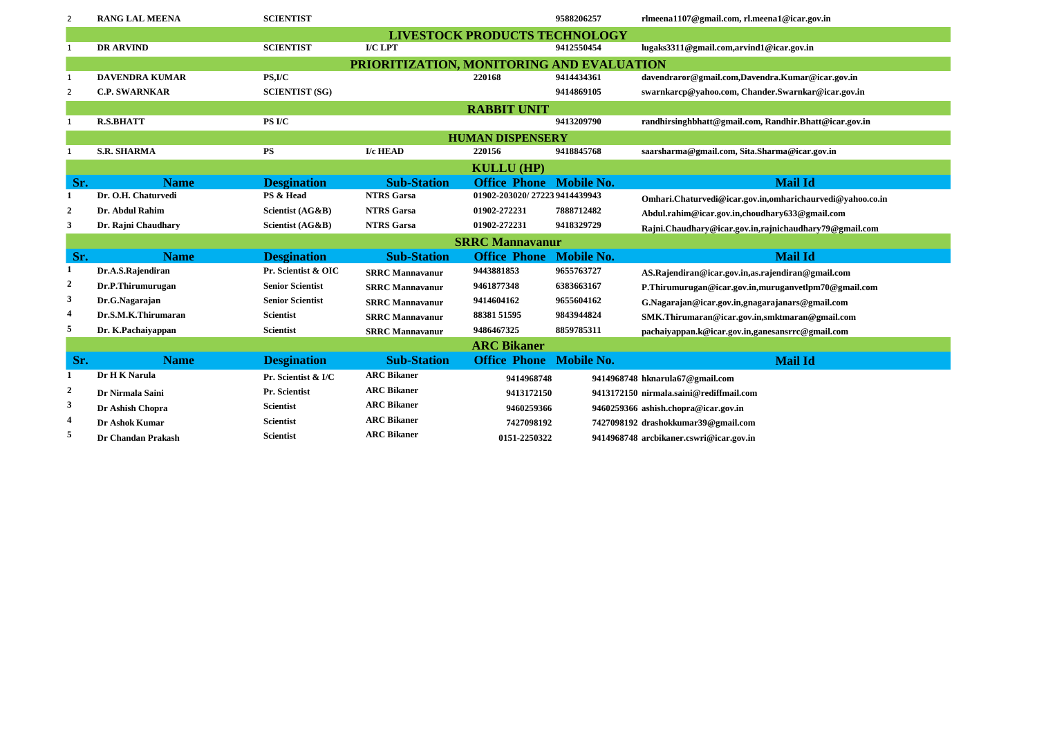| | | | | | | |
|---|---|---|---|---|---|---|
| 2 | **RANG LAL MEENA** | **SCIENTIST** | | | **9588206257** | **rlmeena1107@gmail.com, rl.meena1@icar.gov.in** |

## LIVESTOCK PRODUCTS TECHNOLOGY

| | | | | | | |
|---|---|---|---|---|---|---|
| 1 | **DR ARVIND** | **SCIENTIST** | **I/C LPT** | | **9412550454** | **lugaks3311@gmail.com,arvind1@icar.gov.in** |

## PRIORITIZATION, MONITORING AND EVALUATION

| | | | | | | |
|---|---|---|---|---|---|---|
| 1 | **DAVENDRA KUMAR** | **PS,I/C** | | **220168** | **9414434361** | **davendraror@gmail.com,Davendra.Kumar@icar.gov.in** |
| 2 | **C.P. SWARNKAR** | **SCIENTIST (SG)** | | | **9414869105** | **swarnkarcp@yahoo.com, Chander.Swarnkar@icar.gov.in** |

## RABBIT UNIT

| | | | | | | |
|---|---|---|---|---|---|---|
| 1 | **R.S.BHATT** | **PS I/C** | | | **9413209790** | **randhirsinghbhatt@gmail.com, Randhir.Bhatt@icar.gov.in** |

## HUMAN DISPENSERY

| | | | | | | |
|---|---|---|---|---|---|---|
| 1 | **S.R. SHARMA** | **PS** | **I/c HEAD** | **220156** | **9418845768** | **saarsharma@gmail.com, Sita.Sharma@icar.gov.in** |

## KULLU (HP)

| Sr. | Name | Desgination | Sub-Station | Office Phone | Mobile No. | Mail Id |
|---|---|---|---|---|---|---|
| 1 | **Dr. O.H. Chaturvedi** | **PS & Head** | **NTRS Garsa** | **01902-203020/ 27223** | **9414439943** | **Omhari.Chaturvedi@icar.gov.in,omharichaurvedi@yahoo.co.in** |
| 2 | **Dr. Abdul Rahim** | **Scientist (AG&B)** | **NTRS Garsa** | **01902-272231** | **7888712482** | **Abdul.rahim@icar.gov.in,choudhary633@gmail.com** |
| 3 | **Dr. Rajni Chaudhary** | **Scientist (AG&B)** | **NTRS Garsa** | **01902-272231** | **9418329729** | **Rajni.Chaudhary@icar.gov.in,rajnichaudhary79@gmail.com** |

## SRRC Mannavanur

| Sr. | Name | Desgination | Sub-Station | Office Phone | Mobile No. | Mail Id |
|---|---|---|---|---|---|---|
| 1 | **Dr.A.S.Rajendiran** | **Pr. Scientist & OIC** | **SRRC Mannavanur** | **9443881853** | **9655763727** | **AS.Rajendiran@icar.gov.in,as.rajendiran@gmail.com** |
| 2 | **Dr.P.Thirumurugan** | **Senior Scientist** | **SRRC Mannavanur** | **9461877348** | **6383663167** | **P.Thirumurugan@icar.gov.in,muruganvetlpm70@gmail.com** |
| 3 | **Dr.G.Nagarajan** | **Senior Scientist** | **SRRC Mannavanur** | **9414604162** | **9655604162** | **G.Nagarajan@icar.gov.in,gnagarajanars@gmail.com** |
| 4 | **Dr.S.M.K.Thirumaran** | **Scientist** | **SRRC Mannavanur** | **88381 51595** | **9843944824** | **SMK.Thirumaran@icar.gov.in,smktmaran@gmail.com** |
| 5 | **Dr. K.Pachaiyappan** | **Scientist** | **SRRC Mannavanur** | **9486467325** | **8859785311** | **pachaiyappan.k@icar.gov.in,ganesansrrc@gmail.com** |

## ARC Bikaner

| Sr. | Name | Desgination | Sub-Station | Office Phone | Mobile No. | Mail Id |
|---|---|---|---|---|---|---|
| 1 | **Dr H K Narula** | **Pr. Scientist & I/C** | **ARC Bikaner** | **9414968748** | **9414968748** | **hknarula67@gmail.com** |
| 2 | **Dr Nirmala Saini** | **Pr. Scientist** | **ARC Bikaner** | **9413172150** | **9413172150** | **nirmala.saini@rediffmail.com** |
| 3 | **Dr Ashish Chopra** | **Scientist** | **ARC Bikaner** | **9460259366** | **9460259366** | **ashish.chopra@icar.gov.in** |
| 4 | **Dr Ashok Kumar** | **Scientist** | **ARC Bikaner** | **7427098192** | **7427098192** | **drashokkumar39@gmail.com** |
| 5 | **Dr Chandan Prakash** | **Scientist** | **ARC Bikaner** | **0151-2250322** | **9414968748** | **arcbikaner.cswri@icar.gov.in** |